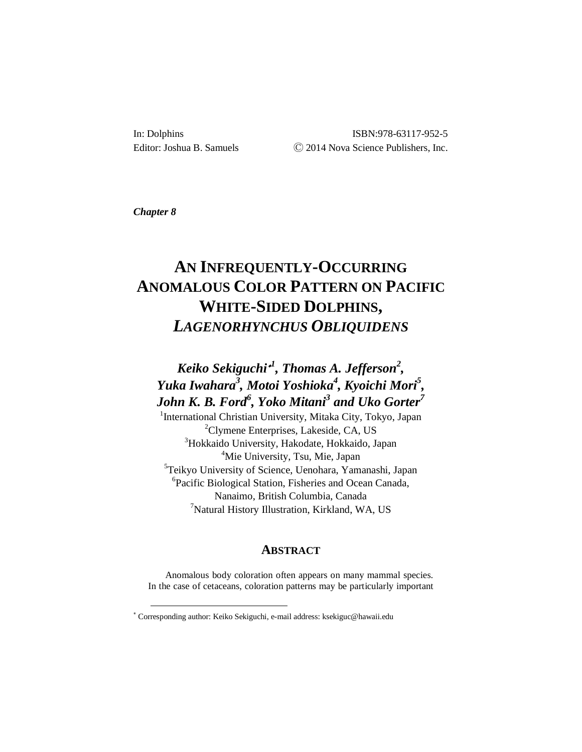In: Dolphins
Editor: Joshua B. Samuels

ISBN:978-63117-952-5
© 2014 Nova Science Publishers, Inc.

***Chapter 8***

# AN INFREQUENTLY-OCCURRING ANOMALOUS COLOR PATTERN ON PACIFIC WHITE-SIDED DOLPHINS, *LAGENORHYNCHUS OBLIQUIDENS*

***Keiko Sekiguchi**[*,1], Thomas A. Jefferson*[2]*, Yuka Iwahara*[3]*, Motoi Yoshioka*[4]*, Kyoichi Mori*[5]*, John K. B. Ford*[6]*, Yoko Mitani*[3] *and Uko Gorter*[7]

[1]International Christian University, Mitaka City, Tokyo, Japan
[2]Clymene Enterprises, Lakeside, CA, US
[3]Hokkaido University, Hakodate, Hokkaido, Japan
[4]Mie University, Tsu, Mie, Japan
[5]Teikyo University of Science, Uenohara, Yamanashi, Japan
[6]Pacific Biological Station, Fisheries and Ocean Canada, Nanaimo, British Columbia, Canada
[7]Natural History Illustration, Kirkland, WA, US

## ABSTRACT

Anomalous body coloration often appears on many mammal species. In the case of cetaceans, coloration patterns may be particularly important

[*] Corresponding author: Keiko Sekiguchi, e-mail address: ksekiguc@hawaii.edu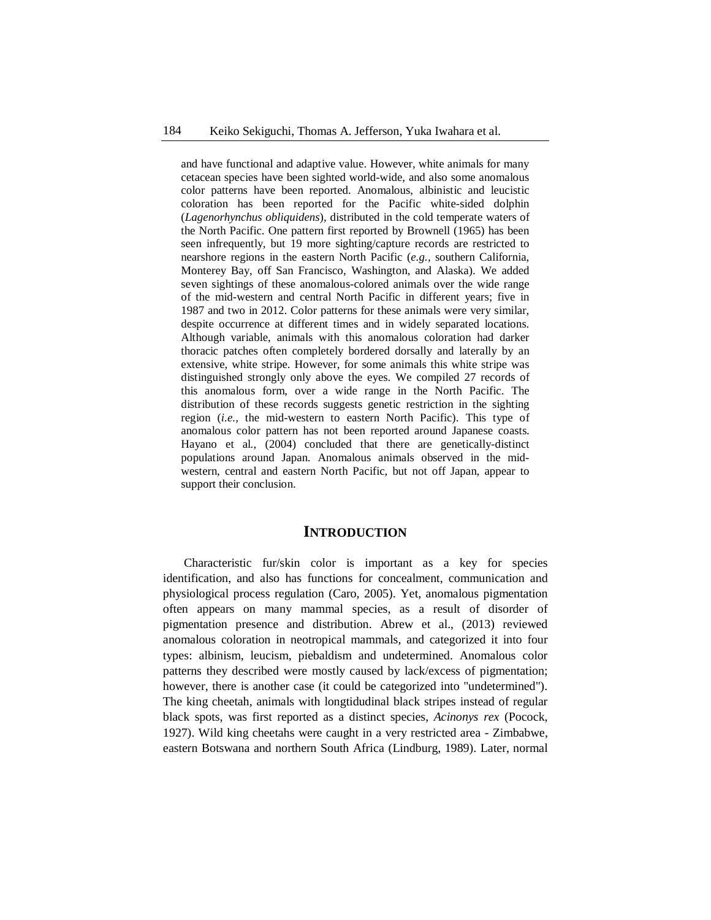and have functional and adaptive value. However, white animals for many cetacean species have been sighted world-wide, and also some anomalous color patterns have been reported. Anomalous, albinistic and leucistic coloration has been reported for the Pacific white-sided dolphin (*Lagenorhynchus obliquidens*), distributed in the cold temperate waters of the North Pacific. One pattern first reported by Brownell (1965) has been seen infrequently, but 19 more sighting/capture records are restricted to nearshore regions in the eastern North Pacific (*e.g.,* southern California, Monterey Bay, off San Francisco, Washington, and Alaska). We added seven sightings of these anomalous-colored animals over the wide range of the mid-western and central North Pacific in different years; five in 1987 and two in 2012. Color patterns for these animals were very similar, despite occurrence at different times and in widely separated locations. Although variable, animals with this anomalous coloration had darker thoracic patches often completely bordered dorsally and laterally by an extensive, white stripe. However, for some animals this white stripe was distinguished strongly only above the eyes. We compiled 27 records of this anomalous form, over a wide range in the North Pacific. The distribution of these records suggests genetic restriction in the sighting region (*i.e.,* the mid-western to eastern North Pacific). This type of anomalous color pattern has not been reported around Japanese coasts. Hayano et al., (2004) concluded that there are genetically-distinct populations around Japan. Anomalous animals observed in the mid-western, central and eastern North Pacific, but not off Japan, appear to support their conclusion.

## INTRODUCTION

Characteristic fur/skin color is important as a key for species identification, and also has functions for concealment, communication and physiological process regulation (Caro, 2005). Yet, anomalous pigmentation often appears on many mammal species, as a result of disorder of pigmentation presence and distribution. Abrew et al., (2013) reviewed anomalous coloration in neotropical mammals, and categorized it into four types: albinism, leucism, piebaldism and undetermined. Anomalous color patterns they described were mostly caused by lack/excess of pigmentation; however, there is another case (it could be categorized into "undetermined"). The king cheetah, animals with longtidudinal black stripes instead of regular black spots, was first reported as a distinct species, *Acinonys rex* (Pocock, 1927). Wild king cheetahs were caught in a very restricted area - Zimbabwe, eastern Botswana and northern South Africa (Lindburg, 1989). Later, normal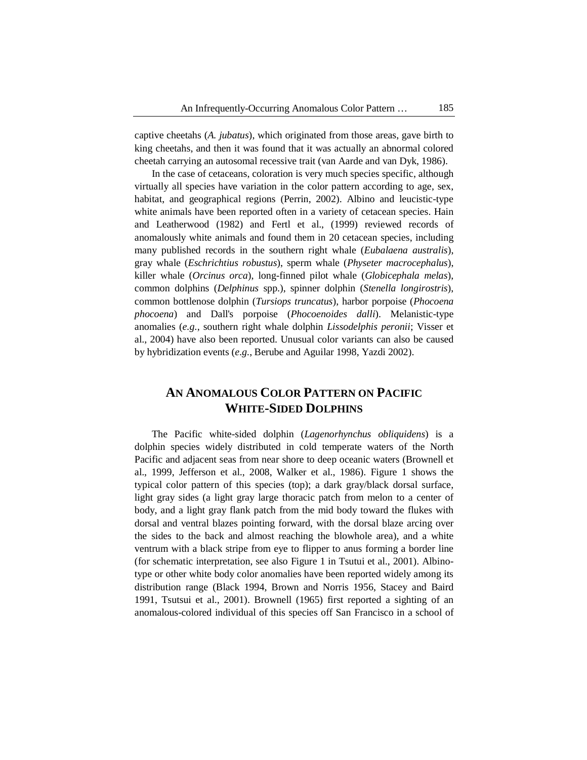captive cheetahs (*A. jubatus*), which originated from those areas, gave birth to king cheetahs, and then it was found that it was actually an abnormal colored cheetah carrying an autosomal recessive trait (van Aarde and van Dyk, 1986).

In the case of cetaceans, coloration is very much species specific, although virtually all species have variation in the color pattern according to age, sex, habitat, and geographical regions (Perrin, 2002). Albino and leucistic-type white animals have been reported often in a variety of cetacean species. Hain and Leatherwood (1982) and Fertl et al., (1999) reviewed records of anomalously white animals and found them in 20 cetacean species, including many published records in the southern right whale (*Eubalaena australis*), gray whale (*Eschrichtius robustus*), sperm whale (*Physeter macrocephalus*), killer whale (*Orcinus orca*), long-finned pilot whale (*Globicephala melas*), common dolphins (*Delphinus* spp.), spinner dolphin (*Stenella longirostris*), common bottlenose dolphin (*Tursiops truncatus*), harbor porpoise (*Phocoena phocoena*) and Dall's porpoise (*Phocoenoides dalli*). Melanistic-type anomalies (*e.g.*, southern right whale dolphin *Lissodelphis peronii*; Visser et al., 2004) have also been reported. Unusual color variants can also be caused by hybridization events (*e.g.*, Berube and Aguilar 1998, Yazdi 2002).

## An Anomalous Color Pattern on Pacific White-Sided Dolphins

The Pacific white-sided dolphin (*Lagenorhynchus obliquidens*) is a dolphin species widely distributed in cold temperate waters of the North Pacific and adjacent seas from near shore to deep oceanic waters (Brownell et al., 1999, Jefferson et al., 2008, Walker et al., 1986). Figure 1 shows the typical color pattern of this species (top); a dark gray/black dorsal surface, light gray sides (a light gray large thoracic patch from melon to a center of body, and a light gray flank patch from the mid body toward the flukes with dorsal and ventral blazes pointing forward, with the dorsal blaze arcing over the sides to the back and almost reaching the blowhole area), and a white ventrum with a black stripe from eye to flipper to anus forming a border line (for schematic interpretation, see also Figure 1 in Tsutui et al., 2001). Albino-type or other white body color anomalies have been reported widely among its distribution range (Black 1994, Brown and Norris 1956, Stacey and Baird 1991, Tsutsui et al., 2001). Brownell (1965) first reported a sighting of an anomalous-colored individual of this species off San Francisco in a school of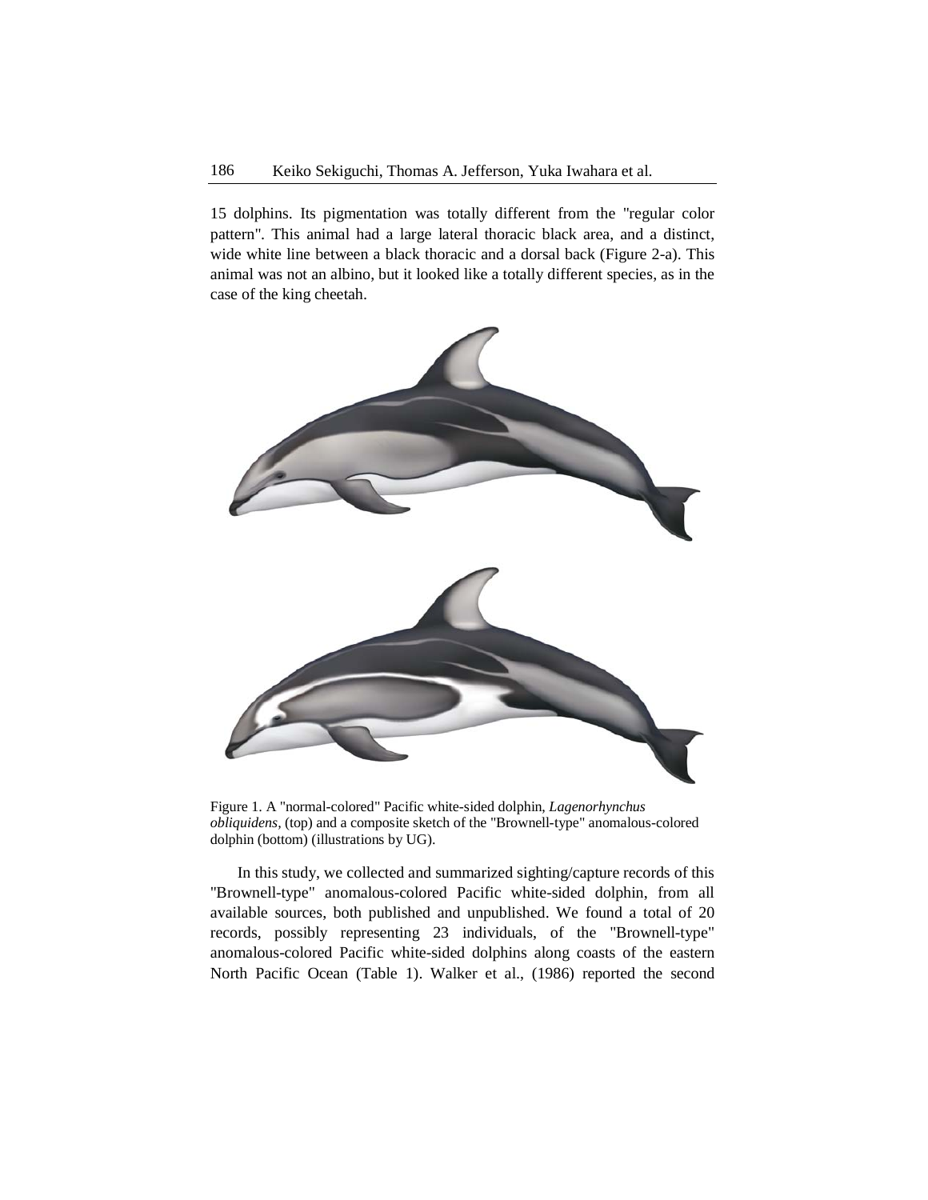15 dolphins. Its pigmentation was totally different from the "regular color pattern". This animal had a large lateral thoracic black area, and a distinct, wide white line between a black thoracic and a dorsal back (Figure 2-a). This animal was not an albino, but it looked like a totally different species, as in the case of the king cheetah.

Figure 1. A "normal-colored" Pacific white-sided dolphin, *Lagenorhynchus obliquidens*, (top) and a composite sketch of the "Brownell-type" anomalous-colored dolphin (bottom) (illustrations by UG).

In this study, we collected and summarized sighting/capture records of this "Brownell-type" anomalous-colored Pacific white-sided dolphin, from all available sources, both published and unpublished. We found a total of 20 records, possibly representing 23 individuals, of the "Brownell-type" anomalous-colored Pacific white-sided dolphins along coasts of the eastern North Pacific Ocean (Table 1). Walker et al., (1986) reported the second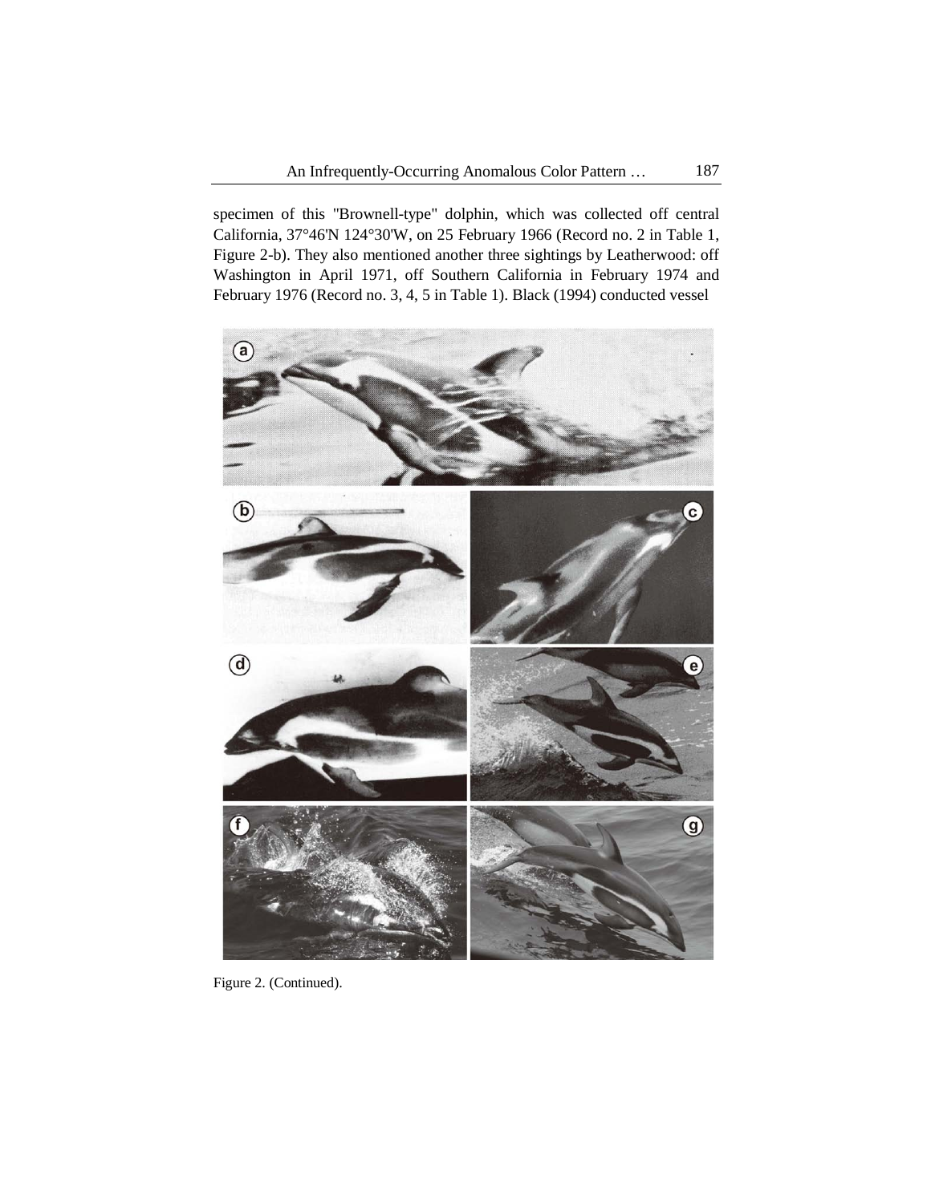specimen of this "Brownell-type" dolphin, which was collected off central California, 37°46'N 124°30'W, on 25 February 1966 (Record no. 2 in Table 1, Figure 2-b). They also mentioned another three sightings by Leatherwood: off Washington in April 1971, off Southern California in February 1974 and February 1976 (Record no. 3, 4, 5 in Table 1). Black (1994) conducted vessel

Figure 2. (Continued).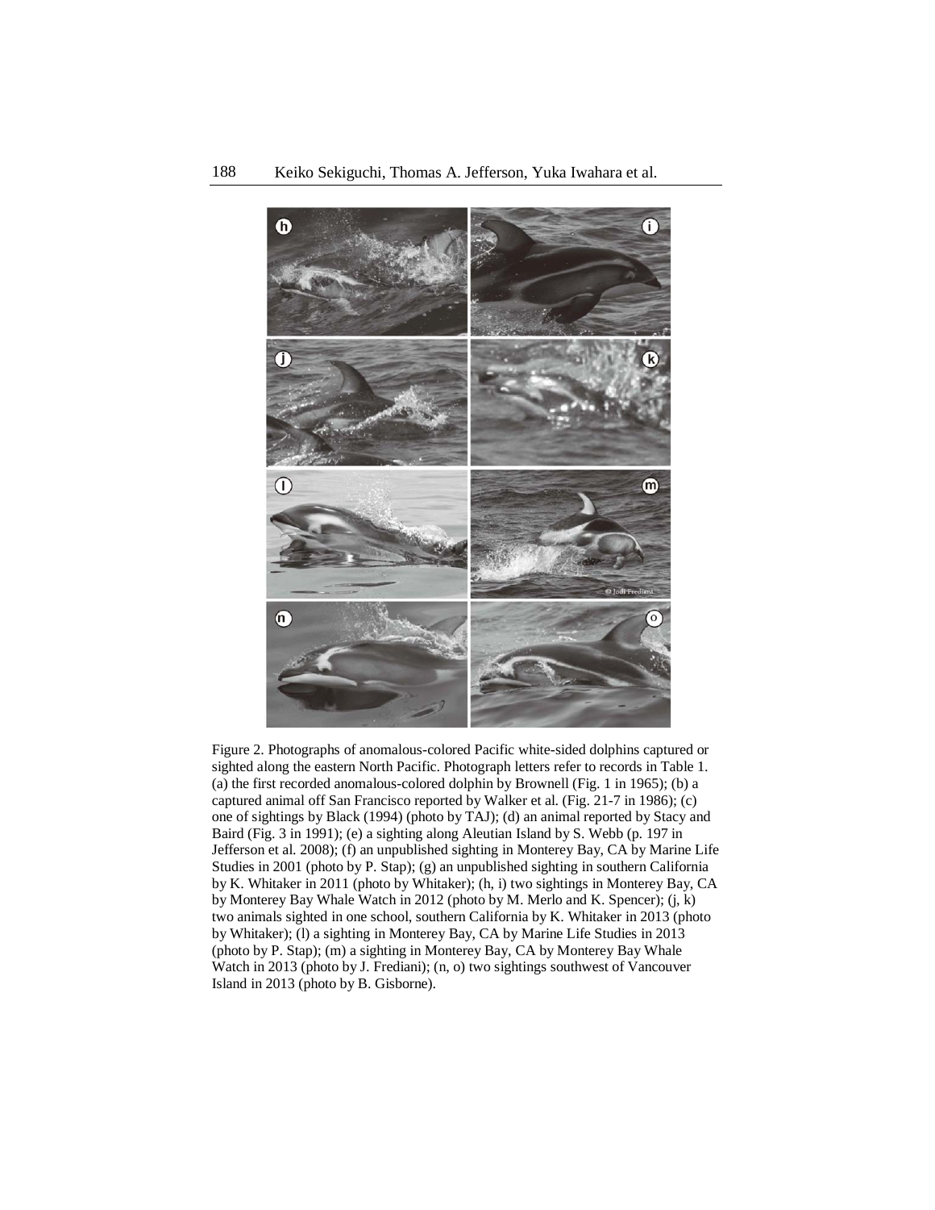Figure 2. Photographs of anomalous-colored Pacific white-sided dolphins captured or sighted along the eastern North Pacific. Photograph letters refer to records in Table 1. (a) the first recorded anomalous-colored dolphin by Brownell (Fig. 1 in 1965); (b) a captured animal off San Francisco reported by Walker et al. (Fig. 21-7 in 1986); (c) one of sightings by Black (1994) (photo by TAJ); (d) an animal reported by Stacy and Baird (Fig. 3 in 1991); (e) a sighting along Aleutian Island by S. Webb (p. 197 in Jefferson et al. 2008); (f) an unpublished sighting in Monterey Bay, CA by Marine Life Studies in 2001 (photo by P. Stap); (g) an unpublished sighting in southern California by K. Whitaker in 2011 (photo by Whitaker); (h, i) two sightings in Monterey Bay, CA by Monterey Bay Whale Watch in 2012 (photo by M. Merlo and K. Spencer); (j, k) two animals sighted in one school, southern California by K. Whitaker in 2013 (photo by Whitaker); (l) a sighting in Monterey Bay, CA by Marine Life Studies in 2013 (photo by P. Stap); (m) a sighting in Monterey Bay, CA by Monterey Bay Whale Watch in 2013 (photo by J. Frediani); (n, o) two sightings southwest of Vancouver Island in 2013 (photo by B. Gisborne).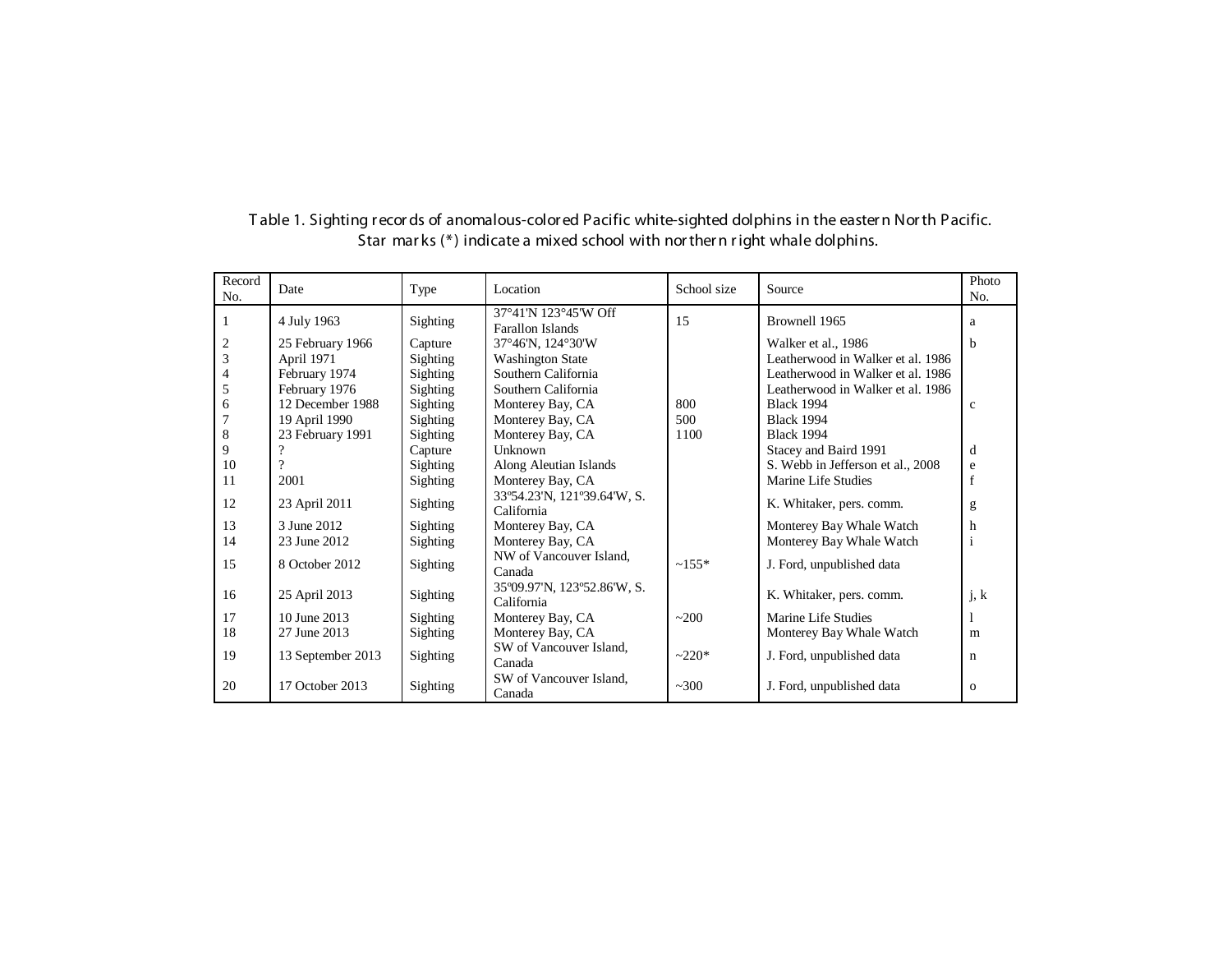Table 1. Sighting records of anomalous-colored Pacific white-sighted dolphins in the eastern North Pacific. Star marks (*) indicate a mixed school with northern right whale dolphins.

| Record No. | Date | Type | Location | School size | Source | Photo No. |
|---|---|---|---|---|---|---|
| 1 | 4 July 1963 | Sighting | 37°41'N 123°45'W Off Farallon Islands | 15 | Brownell 1965 | a |
| 2 | 25 February 1966 | Capture | 37°46'N, 124°30'W | | Walker et al., 1986 | b |
| 3 | April 1971 | Sighting | Washington State | | Leatherwood in Walker et al. 1986 | |
| 4 | February 1974 | Sighting | Southern California | | Leatherwood in Walker et al. 1986 | |
| 5 | February 1976 | Sighting | Southern California | | Leatherwood in Walker et al. 1986 | |
| 6 | 12 December 1988 | Sighting | Monterey Bay, CA | 800 | Black 1994 | c |
| 7 | 19 April 1990 | Sighting | Monterey Bay, CA | 500 | Black 1994 | |
| 8 | 23 February 1991 | Sighting | Monterey Bay, CA | 1100 | Black 1994 | |
| 9 | ? | Capture | Unknown | | Stacey and Baird 1991 | d |
| 10 | ? | Sighting | Along Aleutian Islands | | S. Webb in Jefferson et al., 2008 | e |
| 11 | 2001 | Sighting | Monterey Bay, CA | | Marine Life Studies | f |
| 12 | 23 April 2011 | Sighting | 33º54.23'N, 121º39.64'W, S. California | | K. Whitaker, pers. comm. | g |
| 13 | 3 June 2012 | Sighting | Monterey Bay, CA | | Monterey Bay Whale Watch | h |
| 14 | 23 June 2012 | Sighting | Monterey Bay, CA | | Monterey Bay Whale Watch | i |
| 15 | 8 October 2012 | Sighting | NW of Vancouver Island, Canada | ~155* | J. Ford, unpublished data | |
| 16 | 25 April 2013 | Sighting | 35º09.97'N, 123º52.86'W, S. California | | K. Whitaker, pers. comm. | j, k |
| 17 | 10 June 2013 | Sighting | Monterey Bay, CA | ~200 | Marine Life Studies | l |
| 18 | 27 June 2013 | Sighting | Monterey Bay, CA | | Monterey Bay Whale Watch | m |
| 19 | 13 September 2013 | Sighting | SW of Vancouver Island, Canada | ~220* | J. Ford, unpublished data | n |
| 20 | 17 October 2013 | Sighting | SW of Vancouver Island, Canada | ~300 | J. Ford, unpublished data | o |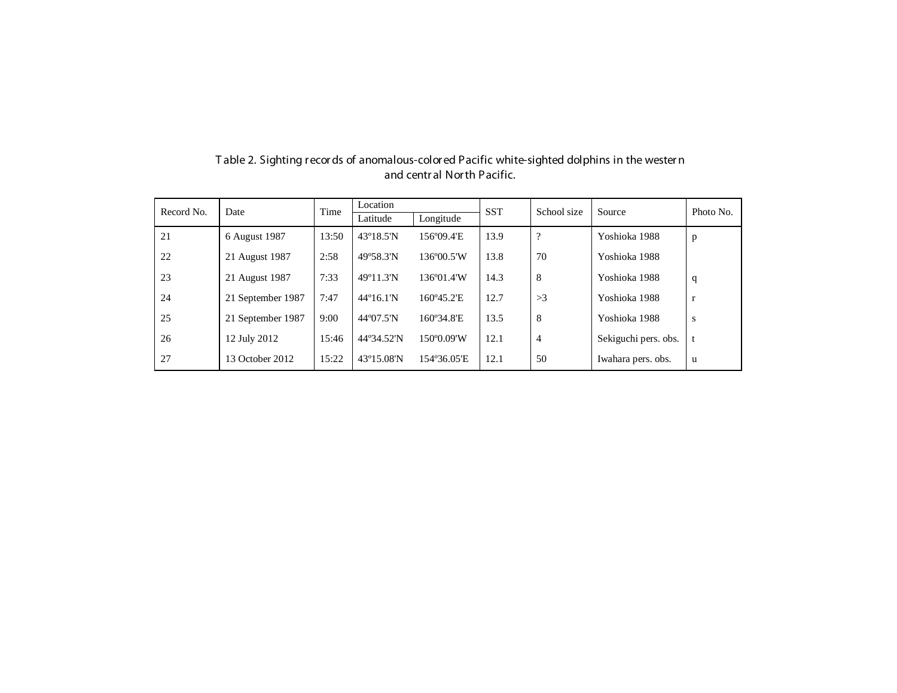Table 2. Sighting records of anomalous-colored Pacific white-sighted dolphins in the western and central North Pacific.

| Record No. | Date | Time | Location | | SST | School size | Source | Photo No. |
|---|---|---|---|---|---|---|---|---|
| | | | Latitude | Longitude | | | | |
| 21 | 6 August 1987 | 13:50 | 43º18.5'N | 156º09.4'E | 13.9 | ? | Yoshioka 1988 | p |
| 22 | 21 August 1987 | 2:58 | 49º58.3'N | 136º00.5'W | 13.8 | 70 | Yoshioka 1988 | |
| 23 | 21 August 1987 | 7:33 | 49º11.3'N | 136º01.4'W | 14.3 | 8 | Yoshioka 1988 | q |
| 24 | 21 September 1987 | 7:47 | 44º16.1'N | 160º45.2'E | 12.7 | >3 | Yoshioka 1988 | r |
| 25 | 21 September 1987 | 9:00 | 44º07.5'N | 160º34.8'E | 13.5 | 8 | Yoshioka 1988 | s |
| 26 | 12 July 2012 | 15:46 | 44º34.52'N | 150º0.09'W | 12.1 | 4 | Sekiguchi pers. obs. | t |
| 27 | 13 October 2012 | 15:22 | 43º15.08'N | 154º36.05'E | 12.1 | 50 | Iwahara pers. obs. | u |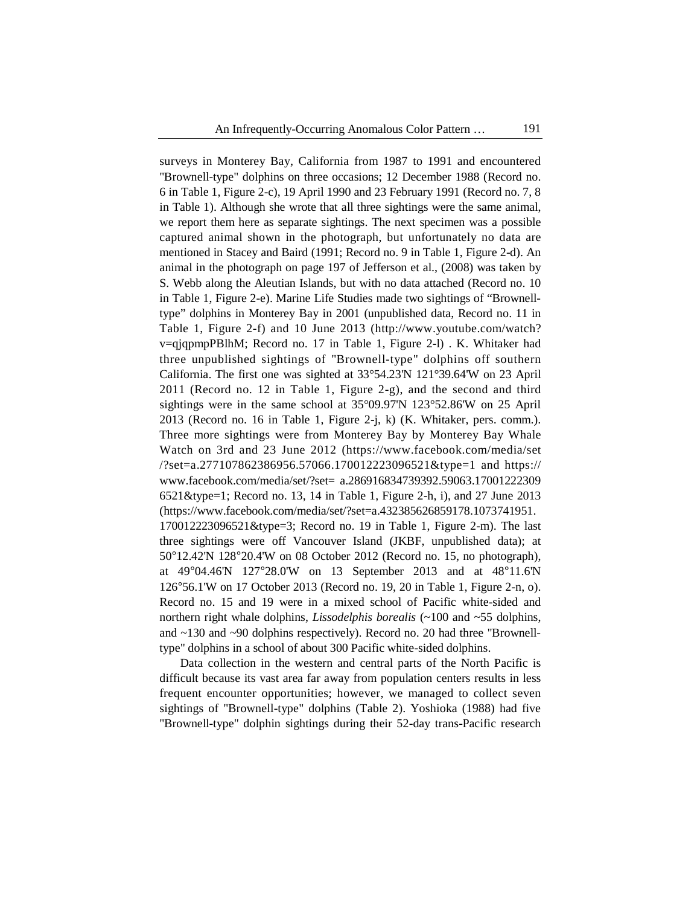surveys in Monterey Bay, California from 1987 to 1991 and encountered "Brownell-type" dolphins on three occasions; 12 December 1988 (Record no. 6 in Table 1, Figure 2-c), 19 April 1990 and 23 February 1991 (Record no. 7, 8 in Table 1). Although she wrote that all three sightings were the same animal, we report them here as separate sightings. The next specimen was a possible captured animal shown in the photograph, but unfortunately no data are mentioned in Stacey and Baird (1991; Record no. 9 in Table 1, Figure 2-d). An animal in the photograph on page 197 of Jefferson et al., (2008) was taken by S. Webb along the Aleutian Islands, but with no data attached (Record no. 10 in Table 1, Figure 2-e). Marine Life Studies made two sightings of "Brownell-type" dolphins in Monterey Bay in 2001 (unpublished data, Record no. 11 in Table 1, Figure 2-f) and 10 June 2013 (http://www.youtube.com/watch?v=qjqpmpPBlhM; Record no. 17 in Table 1, Figure 2-l) . K. Whitaker had three unpublished sightings of "Brownell-type" dolphins off southern California. The first one was sighted at 33°54.23'N 121°39.64'W on 23 April 2011 (Record no. 12 in Table 1, Figure 2-g), and the second and third sightings were in the same school at 35°09.97'N 123°52.86'W on 25 April 2013 (Record no. 16 in Table 1, Figure 2-j, k) (K. Whitaker, pers. comm.). Three more sightings were from Monterey Bay by Monterey Bay Whale Watch on 3rd and 23 June 2012 (https://www.facebook.com/media/set/?set=a.277107862386956.57066.170012223096521&type=1 and https://www.facebook.com/media/set/?set= a.286916834739392.59063.170012223096521&type=1; Record no. 13, 14 in Table 1, Figure 2-h, i), and 27 June 2013 (https://www.facebook.com/media/set/?set=a.432385626859178.1073741951.170012223096521&type=3; Record no. 19 in Table 1, Figure 2-m). The last three sightings were off Vancouver Island (JKBF, unpublished data); at 50°12.42'N 128°20.4'W on 08 October 2012 (Record no. 15, no photograph), at 49°04.46'N 127°28.0'W on 13 September 2013 and at 48°11.6'N 126°56.1'W on 17 October 2013 (Record no. 19, 20 in Table 1, Figure 2-n, o). Record no. 15 and 19 were in a mixed school of Pacific white-sided and northern right whale dolphins, *Lissodelphis borealis* (~100 and ~55 dolphins, and ~130 and ~90 dolphins respectively). Record no. 20 had three "Brownell-type" dolphins in a school of about 300 Pacific white-sided dolphins.

Data collection in the western and central parts of the North Pacific is difficult because its vast area far away from population centers results in less frequent encounter opportunities; however, we managed to collect seven sightings of "Brownell-type" dolphins (Table 2). Yoshioka (1988) had five "Brownell-type" dolphin sightings during their 52-day trans-Pacific research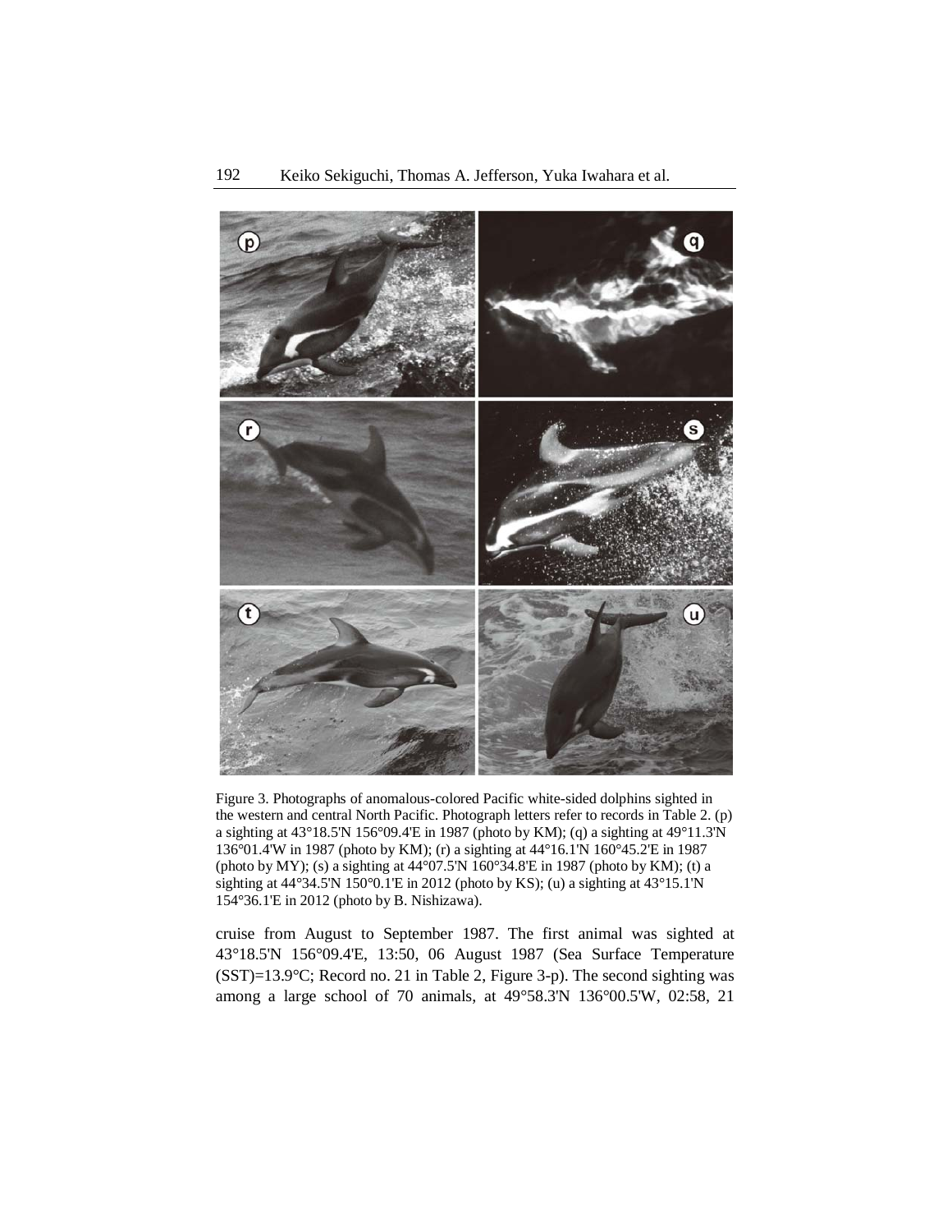Figure 3. Photographs of anomalous-colored Pacific white-sided dolphins sighted in the western and central North Pacific. Photograph letters refer to records in Table 2. (p) a sighting at 43°18.5'N 156°09.4'E in 1987 (photo by KM); (q) a sighting at 49°11.3'N 136°01.4'W in 1987 (photo by KM); (r) a sighting at 44°16.1'N 160°45.2'E in 1987 (photo by MY); (s) a sighting at 44°07.5'N 160°34.8'E in 1987 (photo by KM); (t) a sighting at 44°34.5'N 150°0.1'E in 2012 (photo by KS); (u) a sighting at 43°15.1'N 154°36.1'E in 2012 (photo by B. Nishizawa).

cruise from August to September 1987. The first animal was sighted at 43°18.5'N 156°09.4'E, 13:50, 06 August 1987 (Sea Surface Temperature (SST)=13.9°C; Record no. 21 in Table 2, Figure 3-p). The second sighting was among a large school of 70 animals, at 49°58.3'N 136°00.5'W, 02:58, 21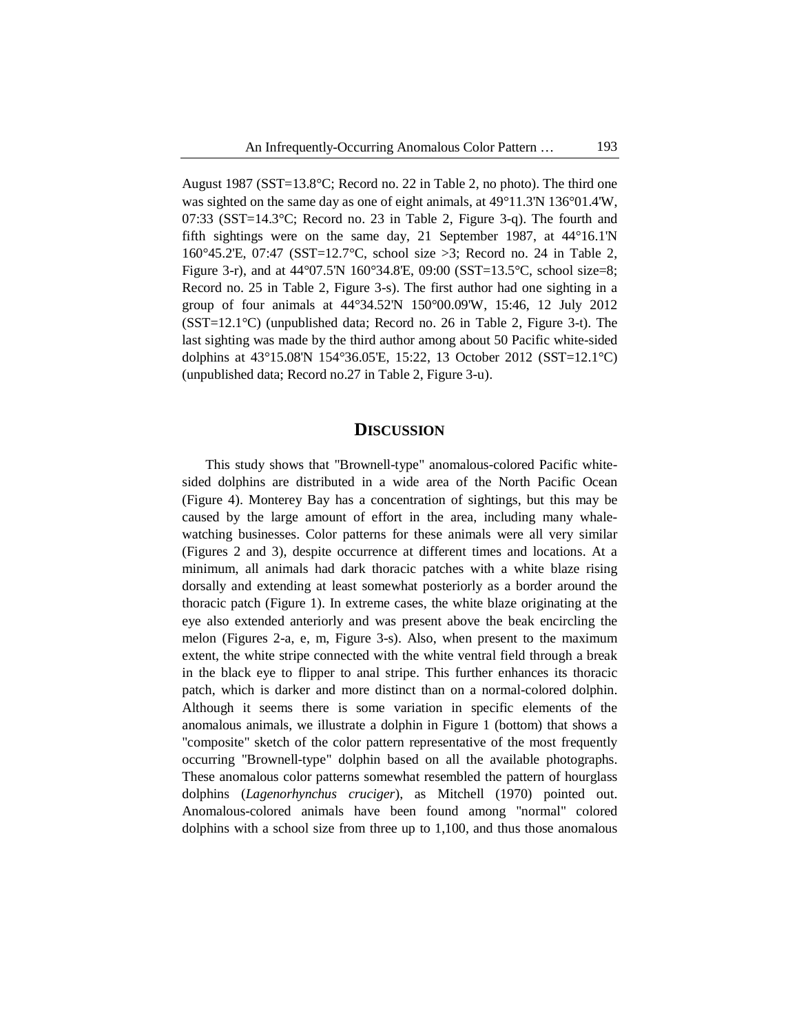August 1987 (SST=13.8°C; Record no. 22 in Table 2, no photo). The third one was sighted on the same day as one of eight animals, at 49°11.3'N 136°01.4'W, 07:33 (SST=14.3°C; Record no. 23 in Table 2, Figure 3-q). The fourth and fifth sightings were on the same day, 21 September 1987, at 44°16.1'N 160°45.2'E, 07:47 (SST=12.7°C, school size >3; Record no. 24 in Table 2, Figure 3-r), and at 44°07.5'N 160°34.8'E, 09:00 (SST=13.5°C, school size=8; Record no. 25 in Table 2, Figure 3-s). The first author had one sighting in a group of four animals at 44°34.52'N 150°00.09'W, 15:46, 12 July 2012 (SST=12.1°C) (unpublished data; Record no. 26 in Table 2, Figure 3-t). The last sighting was made by the third author among about 50 Pacific white-sided dolphins at 43°15.08'N 154°36.05'E, 15:22, 13 October 2012 (SST=12.1°C) (unpublished data; Record no.27 in Table 2, Figure 3-u).

## DISCUSSION

This study shows that "Brownell-type" anomalous-colored Pacific white-sided dolphins are distributed in a wide area of the North Pacific Ocean (Figure 4). Monterey Bay has a concentration of sightings, but this may be caused by the large amount of effort in the area, including many whale-watching businesses. Color patterns for these animals were all very similar (Figures 2 and 3), despite occurrence at different times and locations. At a minimum, all animals had dark thoracic patches with a white blaze rising dorsally and extending at least somewhat posteriorly as a border around the thoracic patch (Figure 1). In extreme cases, the white blaze originating at the eye also extended anteriorly and was present above the beak encircling the melon (Figures 2-a, e, m, Figure 3-s). Also, when present to the maximum extent, the white stripe connected with the white ventral field through a break in the black eye to flipper to anal stripe. This further enhances its thoracic patch, which is darker and more distinct than on a normal-colored dolphin. Although it seems there is some variation in specific elements of the anomalous animals, we illustrate a dolphin in Figure 1 (bottom) that shows a "composite" sketch of the color pattern representative of the most frequently occurring "Brownell-type" dolphin based on all the available photographs. These anomalous color patterns somewhat resembled the pattern of hourglass dolphins (*Lagenorhynchus cruciger*), as Mitchell (1970) pointed out. Anomalous-colored animals have been found among "normal" colored dolphins with a school size from three up to 1,100, and thus those anomalous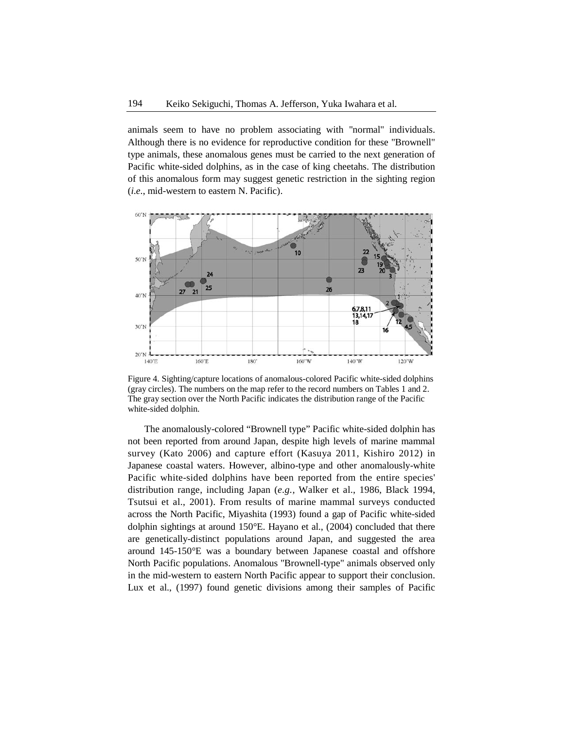animals seem to have no problem associating with "normal" individuals. Although there is no evidence for reproductive condition for these "Brownell" type animals, these anomalous genes must be carried to the next generation of Pacific white-sided dolphins, as in the case of king cheetahs. The distribution of this anomalous form may suggest genetic restriction in the sighting region (*i.e.*, mid-western to eastern N. Pacific).

Figure 4. Sighting/capture locations of anomalous-colored Pacific white-sided dolphins (gray circles). The numbers on the map refer to the record numbers on Tables 1 and 2. The gray section over the North Pacific indicates the distribution range of the Pacific white-sided dolphin.

The anomalously-colored "Brownell type" Pacific white-sided dolphin has not been reported from around Japan, despite high levels of marine mammal survey (Kato 2006) and capture effort (Kasuya 2011, Kishiro 2012) in Japanese coastal waters. However, albino-type and other anomalously-white Pacific white-sided dolphins have been reported from the entire species' distribution range, including Japan (*e.g.,* Walker et al., 1986, Black 1994, Tsutsui et al., 2001). From results of marine mammal surveys conducted across the North Pacific, Miyashita (1993) found a gap of Pacific white-sided dolphin sightings at around 150°E. Hayano et al., (2004) concluded that there are genetically-distinct populations around Japan, and suggested the area around 145-150°E was a boundary between Japanese coastal and offshore North Pacific populations. Anomalous "Brownell-type" animals observed only in the mid-western to eastern North Pacific appear to support their conclusion. Lux et al., (1997) found genetic divisions among their samples of Pacific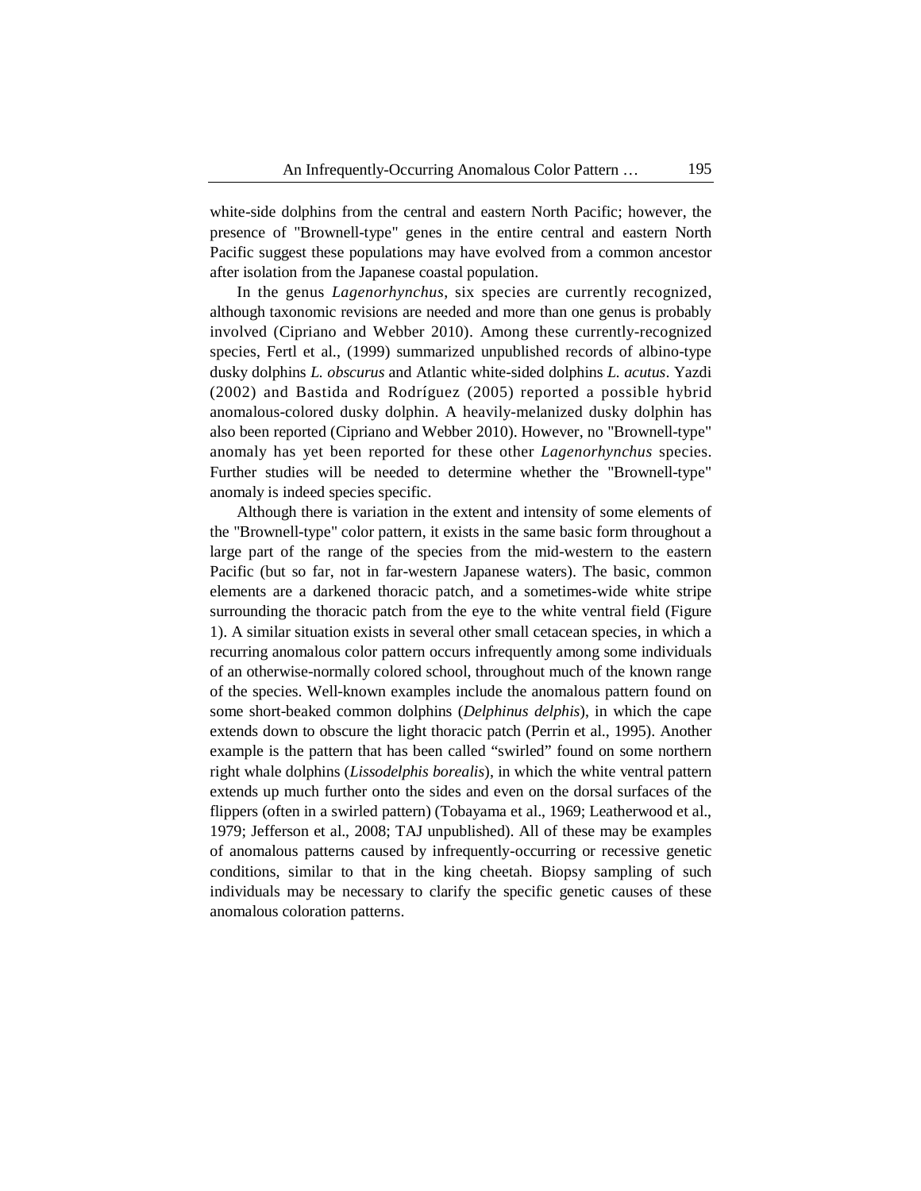white-side dolphins from the central and eastern North Pacific; however, the presence of "Brownell-type" genes in the entire central and eastern North Pacific suggest these populations may have evolved from a common ancestor after isolation from the Japanese coastal population.

In the genus *Lagenorhynchus*, six species are currently recognized, although taxonomic revisions are needed and more than one genus is probably involved (Cipriano and Webber 2010). Among these currently-recognized species, Fertl et al., (1999) summarized unpublished records of albino-type dusky dolphins *L. obscurus* and Atlantic white-sided dolphins *L. acutus*. Yazdi (2002) and Bastida and Rodríguez (2005) reported a possible hybrid anomalous-colored dusky dolphin. A heavily-melanized dusky dolphin has also been reported (Cipriano and Webber 2010). However, no "Brownell-type" anomaly has yet been reported for these other *Lagenorhynchus* species. Further studies will be needed to determine whether the "Brownell-type" anomaly is indeed species specific.

Although there is variation in the extent and intensity of some elements of the "Brownell-type" color pattern, it exists in the same basic form throughout a large part of the range of the species from the mid-western to the eastern Pacific (but so far, not in far-western Japanese waters). The basic, common elements are a darkened thoracic patch, and a sometimes-wide white stripe surrounding the thoracic patch from the eye to the white ventral field (Figure 1). A similar situation exists in several other small cetacean species, in which a recurring anomalous color pattern occurs infrequently among some individuals of an otherwise-normally colored school, throughout much of the known range of the species. Well-known examples include the anomalous pattern found on some short-beaked common dolphins (*Delphinus delphis*), in which the cape extends down to obscure the light thoracic patch (Perrin et al., 1995). Another example is the pattern that has been called "swirled" found on some northern right whale dolphins (*Lissodelphis borealis*), in which the white ventral pattern extends up much further onto the sides and even on the dorsal surfaces of the flippers (often in a swirled pattern) (Tobayama et al., 1969; Leatherwood et al., 1979; Jefferson et al., 2008; TAJ unpublished). All of these may be examples of anomalous patterns caused by infrequently-occurring or recessive genetic conditions, similar to that in the king cheetah. Biopsy sampling of such individuals may be necessary to clarify the specific genetic causes of these anomalous coloration patterns.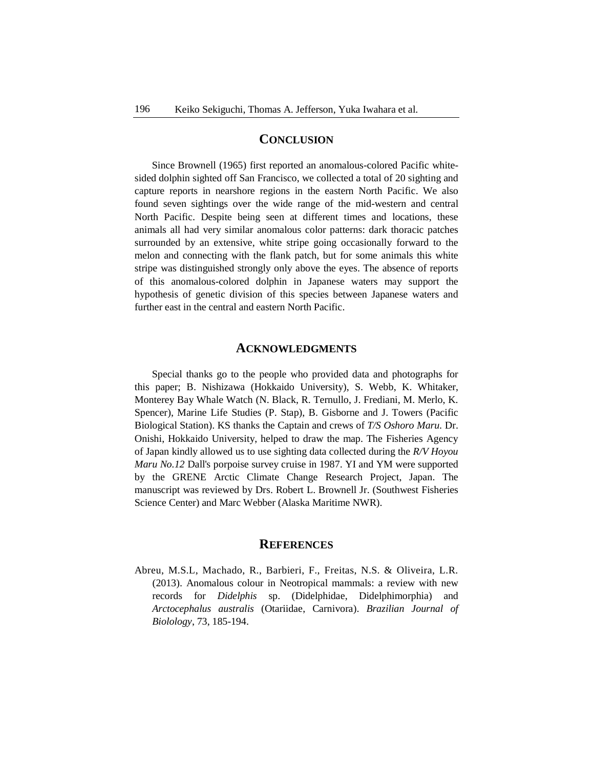## CONCLUSION

Since Brownell (1965) first reported an anomalous-colored Pacific white-sided dolphin sighted off San Francisco, we collected a total of 20 sighting and capture reports in nearshore regions in the eastern North Pacific. We also found seven sightings over the wide range of the mid-western and central North Pacific. Despite being seen at different times and locations, these animals all had very similar anomalous color patterns: dark thoracic patches surrounded by an extensive, white stripe going occasionally forward to the melon and connecting with the flank patch, but for some animals this white stripe was distinguished strongly only above the eyes. The absence of reports of this anomalous-colored dolphin in Japanese waters may support the hypothesis of genetic division of this species between Japanese waters and further east in the central and eastern North Pacific.

## ACKNOWLEDGMENTS

Special thanks go to the people who provided data and photographs for this paper; B. Nishizawa (Hokkaido University), S. Webb, K. Whitaker, Monterey Bay Whale Watch (N. Black, R. Ternullo, J. Frediani, M. Merlo, K. Spencer), Marine Life Studies (P. Stap), B. Gisborne and J. Towers (Pacific Biological Station). KS thanks the Captain and crews of *T/S Oshoro Maru.* Dr. Onishi, Hokkaido University, helped to draw the map. The Fisheries Agency of Japan kindly allowed us to use sighting data collected during the *R/V Hoyou Maru No.12* Dall's porpoise survey cruise in 1987. YI and YM were supported by the GRENE Arctic Climate Change Research Project, Japan. The manuscript was reviewed by Drs. Robert L. Brownell Jr. (Southwest Fisheries Science Center) and Marc Webber (Alaska Maritime NWR).

## REFERENCES

Abreu, M.S.L, Machado, R., Barbieri, F., Freitas, N.S. & Oliveira, L.R. (2013). Anomalous colour in Neotropical mammals: a review with new records for *Didelphis* sp. (Didelphidae, Didelphimorphia) and *Arctocephalus australis* (Otariidae, Carnivora). *Brazilian Journal of Biolology*, 73, 185-194.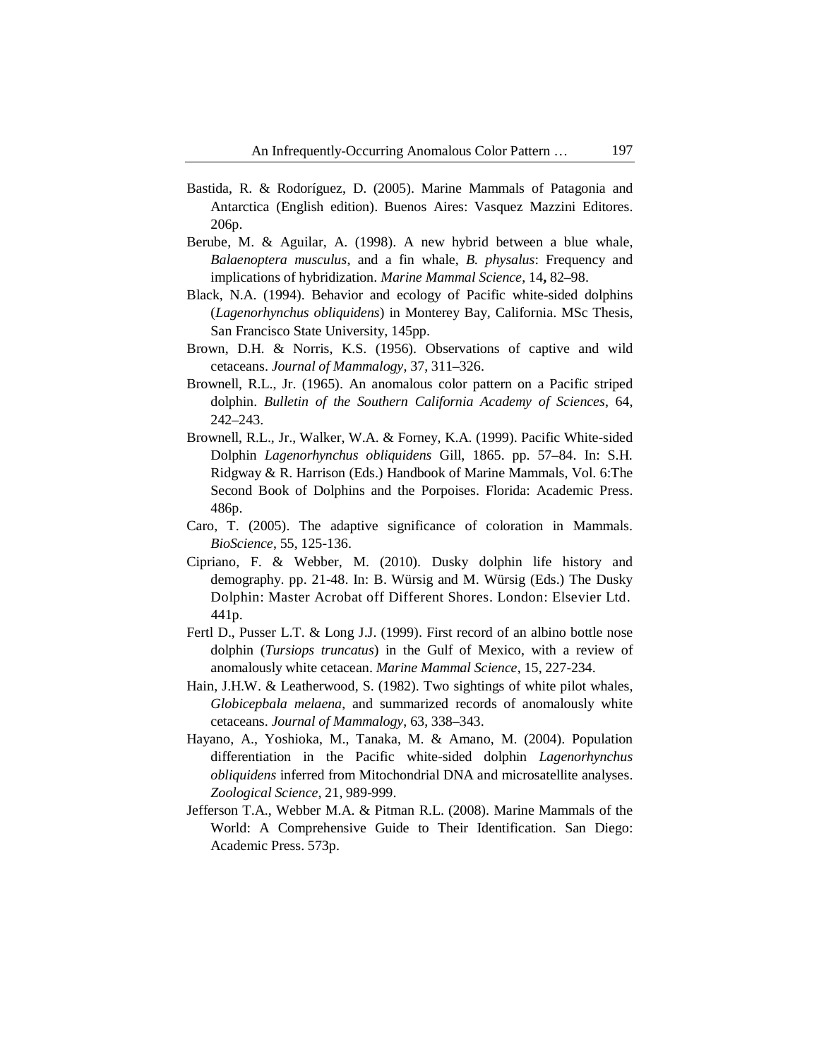Bastida, R. & Rodoríguez, D. (2005). Marine Mammals of Patagonia and Antarctica (English edition). Buenos Aires: Vasquez Mazzini Editores. 206p.

Berube, M. & Aguilar, A. (1998). A new hybrid between a blue whale, *Balaenoptera musculus*, and a fin whale, *B. physalus*: Frequency and implications of hybridization. *Marine Mammal Science*, 14**,** 82–98.

Black, N.A. (1994). Behavior and ecology of Pacific white-sided dolphins (*Lagenorhynchus obliquidens*) in Monterey Bay, California. MSc Thesis, San Francisco State University, 145pp.

Brown, D.H. & Norris, K.S. (1956). Observations of captive and wild cetaceans. *Journal of Mammalogy*, 37, 311–326.

Brownell, R.L., Jr. (1965). An anomalous color pattern on a Pacific striped dolphin. *Bulletin of the Southern California Academy of Sciences*, 64, 242–243.

Brownell, R.L., Jr., Walker, W.A. & Forney, K.A. (1999). Pacific White-sided Dolphin *Lagenorhynchus obliquidens* Gill, 1865. pp. 57–84. In: S.H. Ridgway & R. Harrison (Eds.) Handbook of Marine Mammals, Vol. 6:The Second Book of Dolphins and the Porpoises. Florida: Academic Press. 486p.

Caro, T. (2005). The adaptive significance of coloration in Mammals. *BioScience*, 55, 125-136.

Cipriano, F. & Webber, M. (2010). Dusky dolphin life history and demography. pp. 21-48. In: B. Würsig and M. Würsig (Eds.) The Dusky Dolphin: Master Acrobat off Different Shores. London: Elsevier Ltd. 441p.

Fertl D., Pusser L.T. & Long J.J. (1999). First record of an albino bottle nose dolphin (*Tursiops truncatus*) in the Gulf of Mexico, with a review of anomalously white cetacean. *Marine Mammal Science*, 15, 227-234.

Hain, J.H.W. & Leatherwood, S. (1982). Two sightings of white pilot whales, *Globicepbala melaena*, and summarized records of anomalously white cetaceans. *Journal of Mammalogy*, 63, 338–343.

Hayano, A., Yoshioka, M., Tanaka, M. & Amano, M. (2004). Population differentiation in the Pacific white-sided dolphin *Lagenorhynchus obliquidens* inferred from Mitochondrial DNA and microsatellite analyses. *Zoological Science*, 21, 989-999.

Jefferson T.A., Webber M.A. & Pitman R.L. (2008). Marine Mammals of the World: A Comprehensive Guide to Their Identification. San Diego: Academic Press. 573p.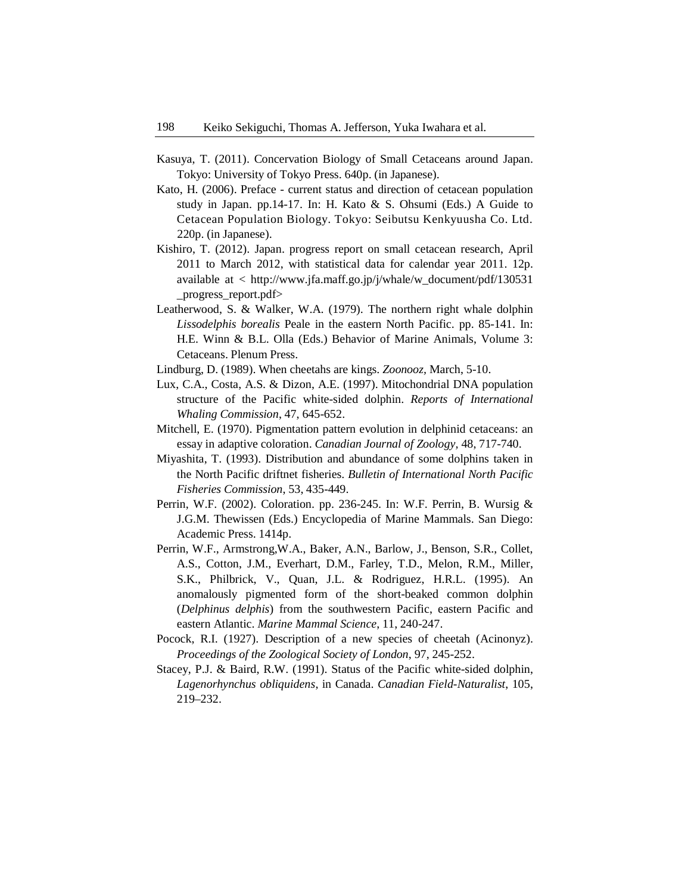Kasuya, T. (2011). Concervation Biology of Small Cetaceans around Japan. Tokyo: University of Tokyo Press. 640p. (in Japanese).

Kato, H. (2006). Preface - current status and direction of cetacean population study in Japan. pp.14-17. In: H. Kato & S. Ohsumi (Eds.) A Guide to Cetacean Population Biology. Tokyo: Seibutsu Kenkyuusha Co. Ltd. 220p. (in Japanese).

Kishiro, T. (2012). Japan. progress report on small cetacean research, April 2011 to March 2012, with statistical data for calendar year 2011. 12p. available at < http://www.jfa.maff.go.jp/j/whale/w_document/pdf/130531_progress_report.pdf>

Leatherwood, S. & Walker, W.A. (1979). The northern right whale dolphin *Lissodelphis borealis* Peale in the eastern North Pacific. pp. 85-141. In: H.E. Winn & B.L. Olla (Eds.) Behavior of Marine Animals, Volume 3: Cetaceans. Plenum Press.

Lindburg, D. (1989). When cheetahs are kings. *Zoonooz*, March, 5-10.

Lux, C.A., Costa, A.S. & Dizon, A.E. (1997). Mitochondrial DNA population structure of the Pacific white-sided dolphin. *Reports of International Whaling Commission*, 47, 645-652.

Mitchell, E. (1970). Pigmentation pattern evolution in delphinid cetaceans: an essay in adaptive coloration. *Canadian Journal of Zoology*, 48, 717-740.

Miyashita, T. (1993). Distribution and abundance of some dolphins taken in the North Pacific driftnet fisheries. *Bulletin of International North Pacific Fisheries Commission*, 53, 435-449.

Perrin, W.F. (2002). Coloration. pp. 236-245. In: W.F. Perrin, B. Wursig & J.G.M. Thewissen (Eds.) Encyclopedia of Marine Mammals. San Diego: Academic Press. 1414p.

Perrin, W.F., Armstrong,W.A., Baker, A.N., Barlow, J., Benson, S.R., Collet, A.S., Cotton, J.M., Everhart, D.M., Farley, T.D., Melon, R.M., Miller, S.K., Philbrick, V., Quan, J.L. & Rodriguez, H.R.L. (1995). An anomalously pigmented form of the short-beaked common dolphin (*Delphinus delphis*) from the southwestern Pacific, eastern Pacific and eastern Atlantic. *Marine Mammal Science*, 11, 240-247.

Pocock, R.I. (1927). Description of a new species of cheetah (Acinonyz). *Proceedings of the Zoological Society of London*, 97, 245-252.

Stacey, P.J. & Baird, R.W. (1991). Status of the Pacific white-sided dolphin, *Lagenorhynchus obliquidens*, in Canada. *Canadian Field-Naturalist*, 105, 219–232.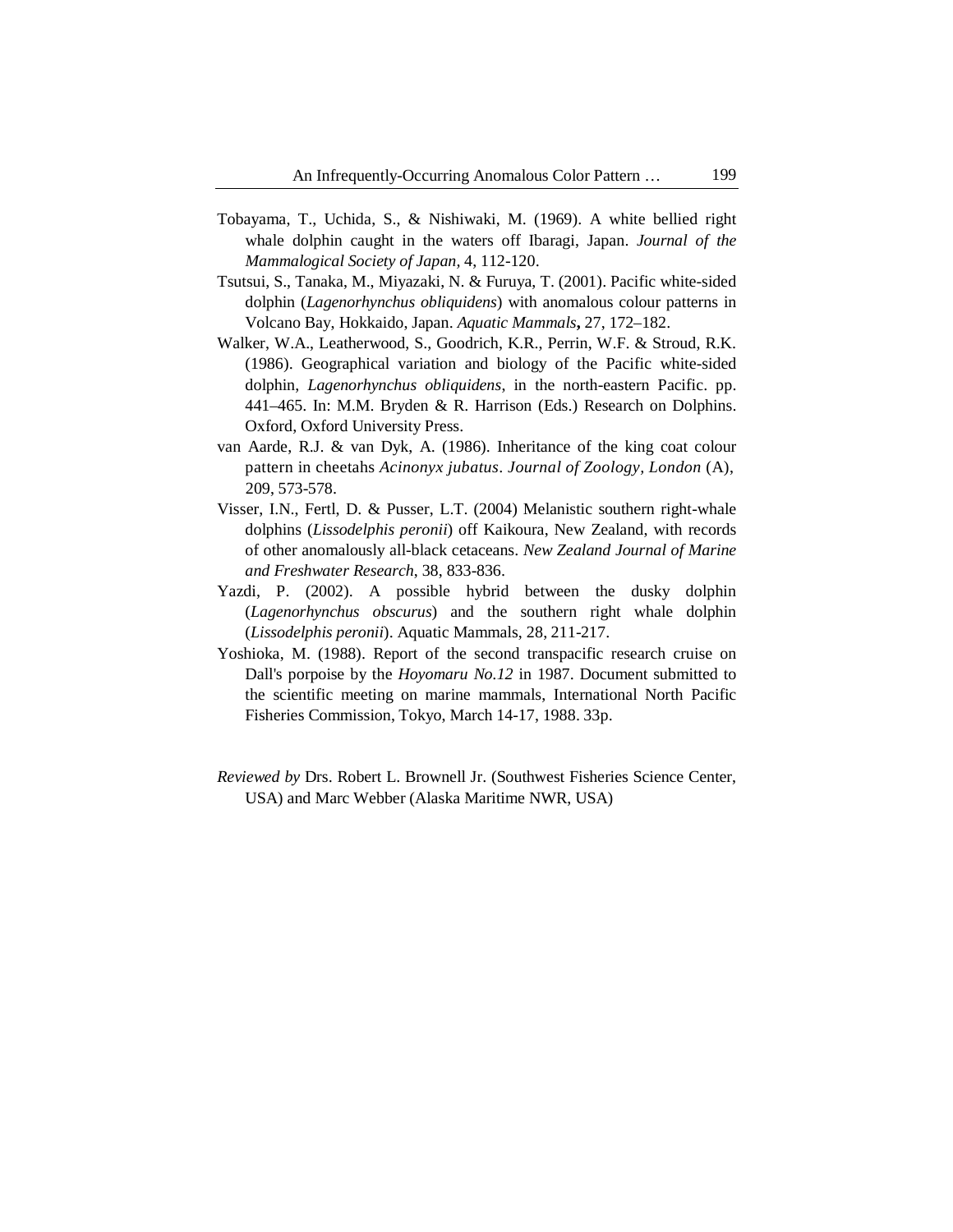Tobayama, T., Uchida, S., & Nishiwaki, M. (1969). A white bellied right whale dolphin caught in the waters off Ibaragi, Japan. *Journal of the Mammalogical Society of Japan*, 4, 112-120.

Tsutsui, S., Tanaka, M., Miyazaki, N. & Furuya, T. (2001). Pacific white-sided dolphin (*Lagenorhynchus obliquidens*) with anomalous colour patterns in Volcano Bay, Hokkaido, Japan. *Aquatic Mammals***,** 27, 172–182.

Walker, W.A., Leatherwood, S., Goodrich, K.R., Perrin, W.F. & Stroud, R.K. (1986). Geographical variation and biology of the Pacific white-sided dolphin, *Lagenorhynchus obliquidens*, in the north-eastern Pacific. pp. 441–465. In: M.M. Bryden & R. Harrison (Eds.) Research on Dolphins. Oxford, Oxford University Press.

van Aarde, R.J. & van Dyk, A. (1986). Inheritance of the king coat colour pattern in cheetahs *Acinonyx jubatus*. *Journal of Zoology, London* (A), 209, 573-578.

Visser, I.N., Fertl, D. & Pusser, L.T. (2004) Melanistic southern right-whale dolphins (*Lissodelphis peronii*) off Kaikoura, New Zealand, with records of other anomalously all-black cetaceans. *New Zealand Journal of Marine and Freshwater Research*, 38, 833-836.

Yazdi, P. (2002). A possible hybrid between the dusky dolphin (*Lagenorhynchus obscurus*) and the southern right whale dolphin (*Lissodelphis peronii*). Aquatic Mammals, 28, 211-217.

Yoshioka, M. (1988). Report of the second transpacific research cruise on Dall's porpoise by the *Hoyomaru No.12* in 1987. Document submitted to the scientific meeting on marine mammals, International North Pacific Fisheries Commission, Tokyo, March 14-17, 1988. 33p.

*Reviewed by* Drs. Robert L. Brownell Jr. (Southwest Fisheries Science Center, USA) and Marc Webber (Alaska Maritime NWR, USA)